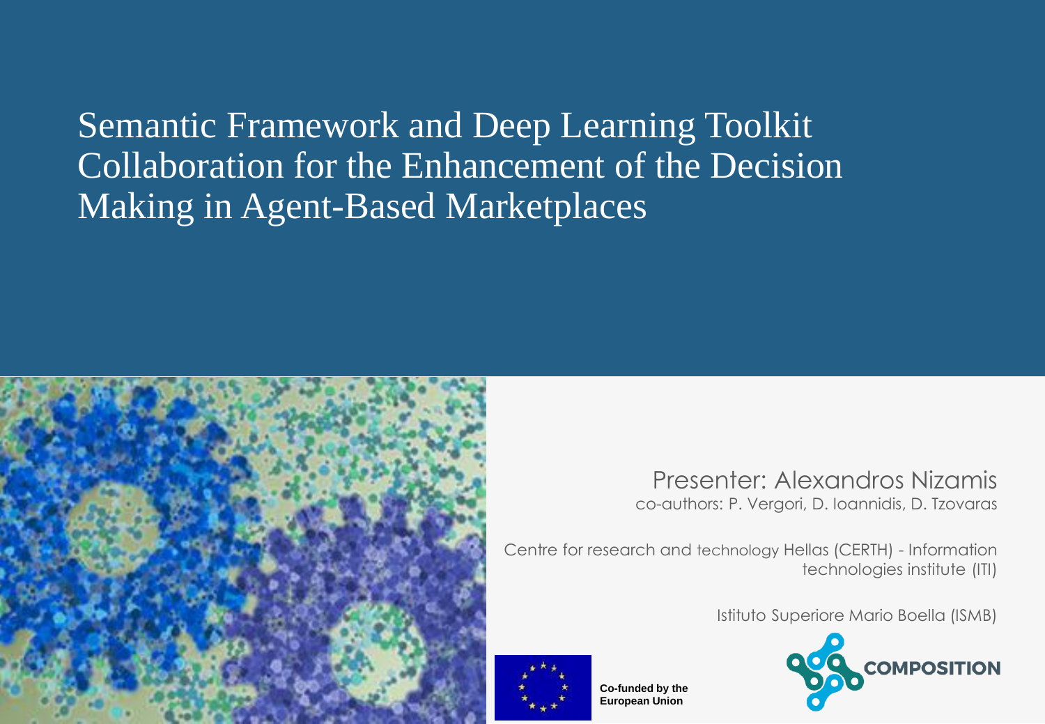# Semantic Framework and Deep Learning Toolkit Collaboration for the Enhancement of the Decision Making in Agent-Based Marketplaces

Presenter: Alexandros Nizamis

co-authors: P. Vergori, D. Ioannidis, D. Tzovaras

Centre for research and technology Hellas (CERTH) - Information technologies institute (ITI)

Istituto Superiore Mario Boella (ISMB)

**Co-funded by the European Union**

COMPOSITION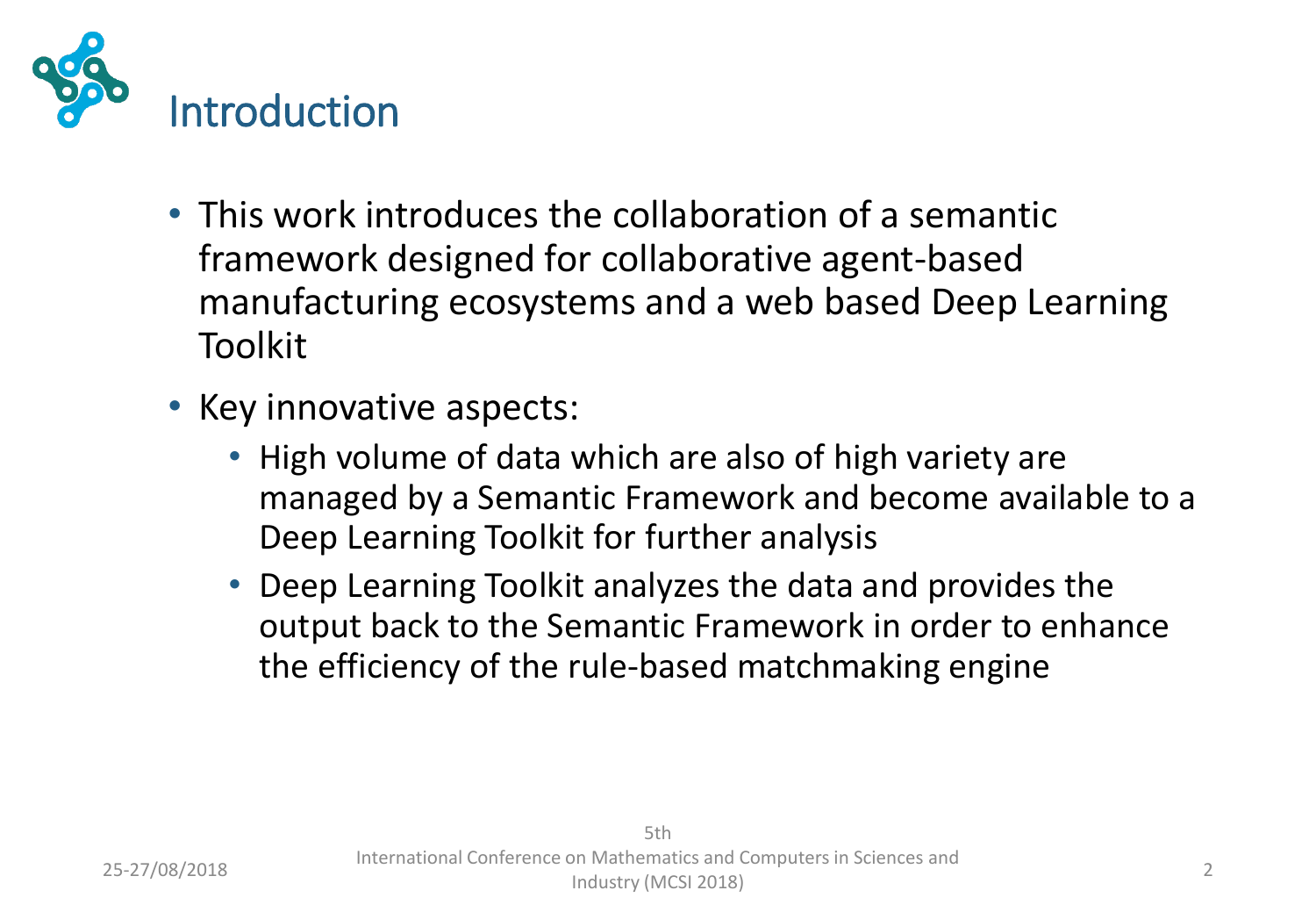# Introduction

- This work introduces the collaboration of a semantic framework designed for collaborative agent-based manufacturing ecosystems and a web based Deep Learning Toolkit
- Key innovative aspects:
  - High volume of data which are also of high variety are managed by a Semantic Framework and become available to a Deep Learning Toolkit for further analysis
  - Deep Learning Toolkit analyzes the data and provides the output back to the Semantic Framework in order to enhance the efficiency of the rule-based matchmaking engine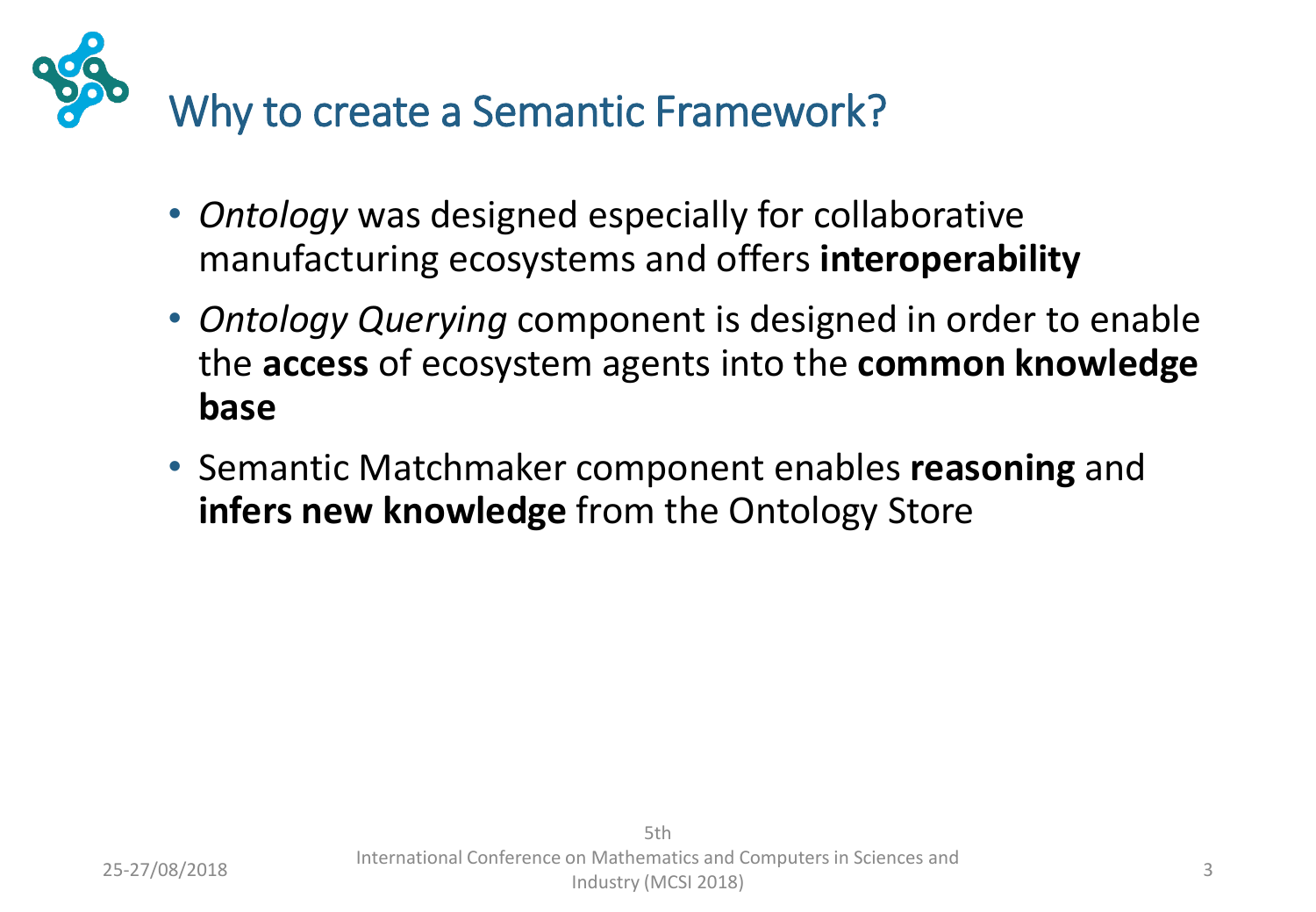# Why to create a Semantic Framework?

- *Ontology* was designed especially for collaborative manufacturing ecosystems and offers **interoperability**
- *Ontology Querying* component is designed in order to enable the **access** of ecosystem agents into the **common knowledge base**
- Semantic Matchmaker component enables **reasoning** and **infers new knowledge** from the Ontology Store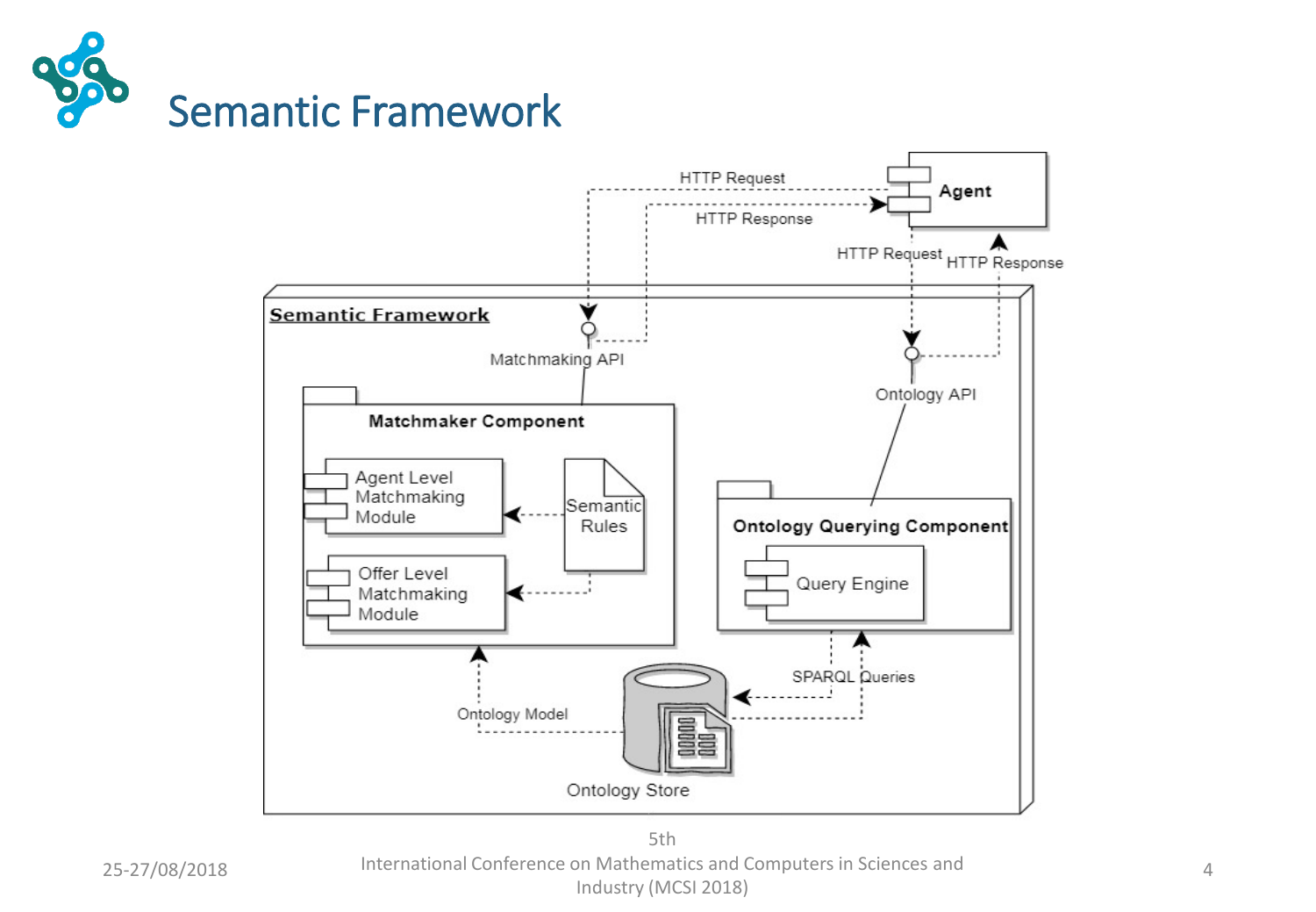# Semantic Framework

Agent

HTTP Request

HTTP Response

HTTP Request

HTTP Response

**Semantic Framework**

Matchmaking API

Ontology API

**Matchmaker Component**

Agent Level Matchmaking Module

Semantic Rules

Offer Level Matchmaking Module

**Ontology Querying Component**

Query Engine

SPARQL Queries

Ontology Model

Ontology Store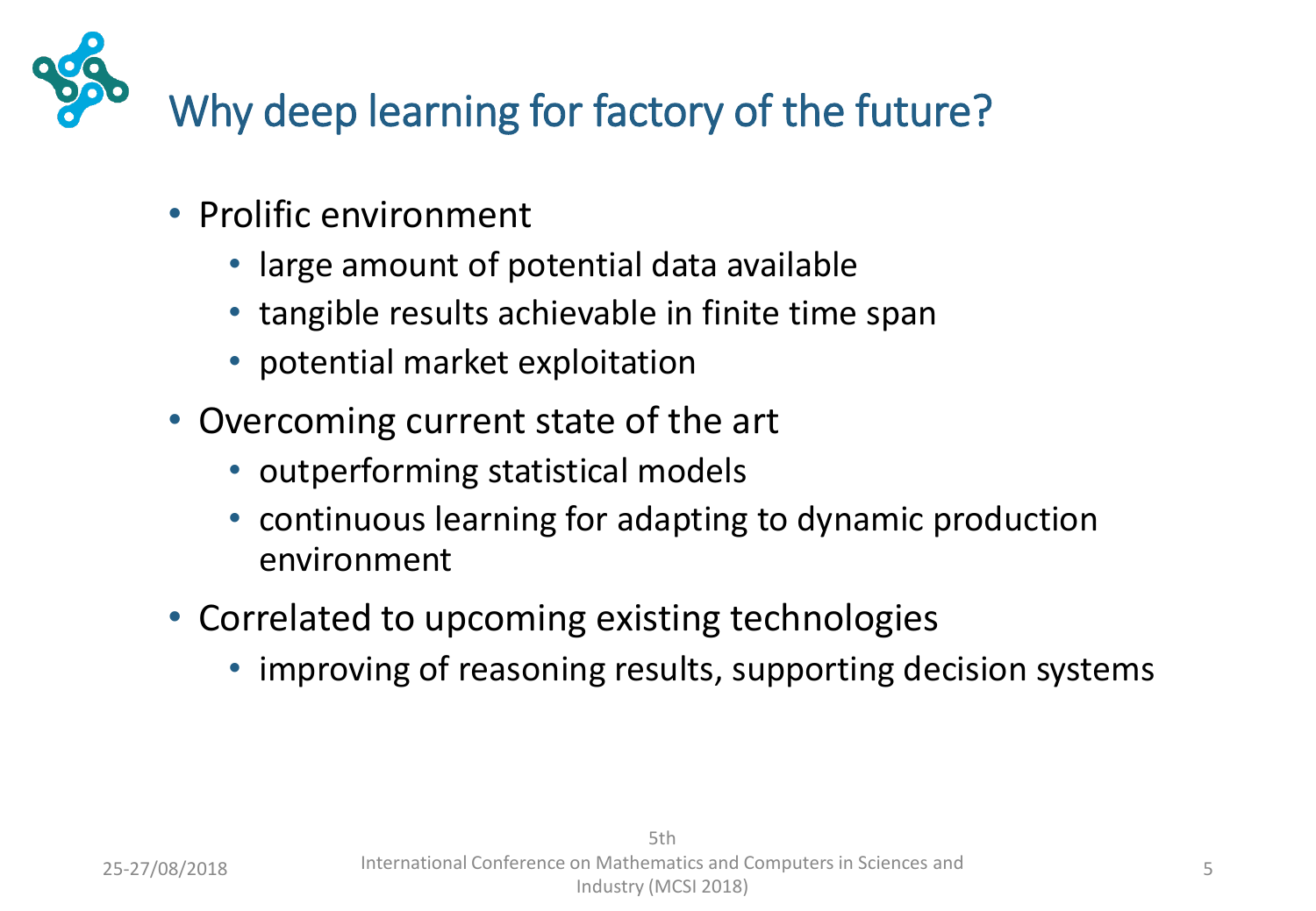# Why deep learning for factory of the future?

- Prolific environment
  - large amount of potential data available
  - tangible results achievable in finite time span
  - potential market exploitation
- Overcoming current state of the art
  - outperforming statistical models
  - continuous learning for adapting to dynamic production environment
- Correlated to upcoming existing technologies
  - improving of reasoning results, supporting decision systems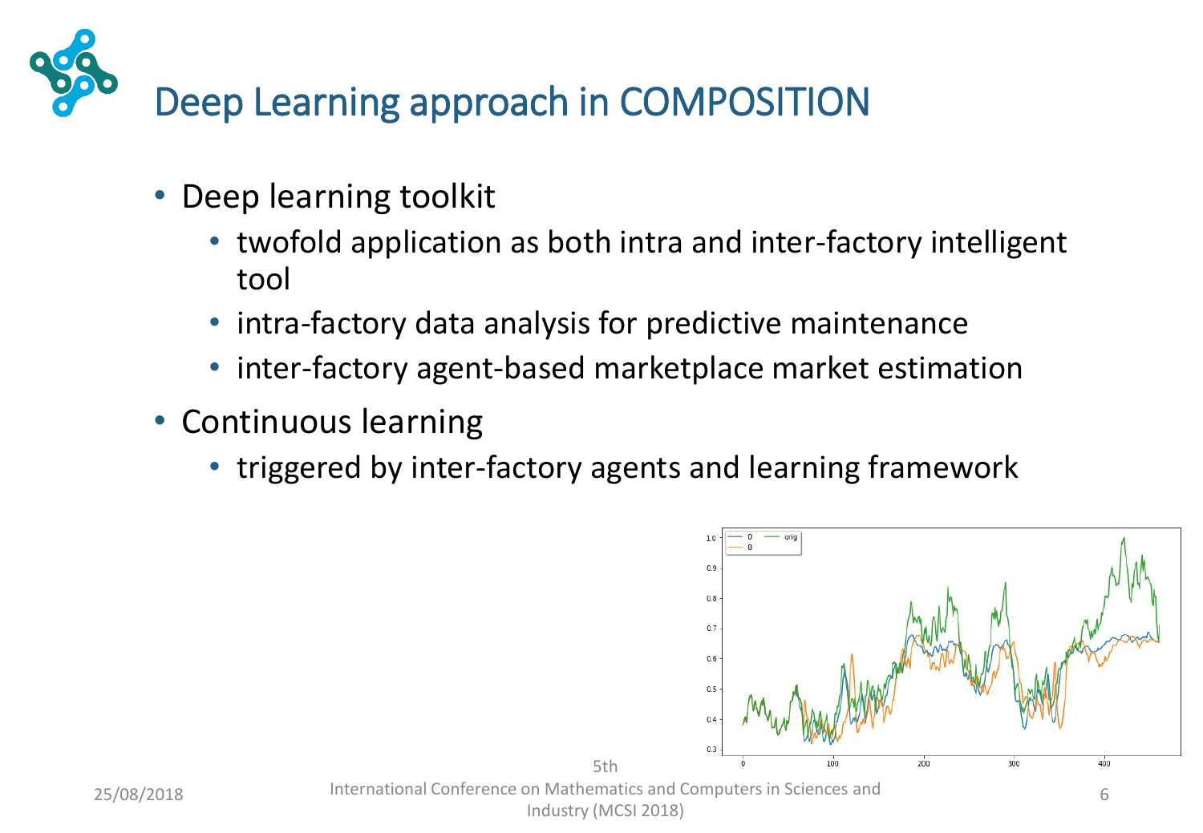# Deep Learning approach in COMPOSITION

- Deep learning toolkit
  - twofold application as both intra and inter-factory intelligent tool
  - intra-factory data analysis for predictive maintenance
  - inter-factory agent-based marketplace market estimation
- Continuous learning
  - triggered by inter-factory agents and learning framework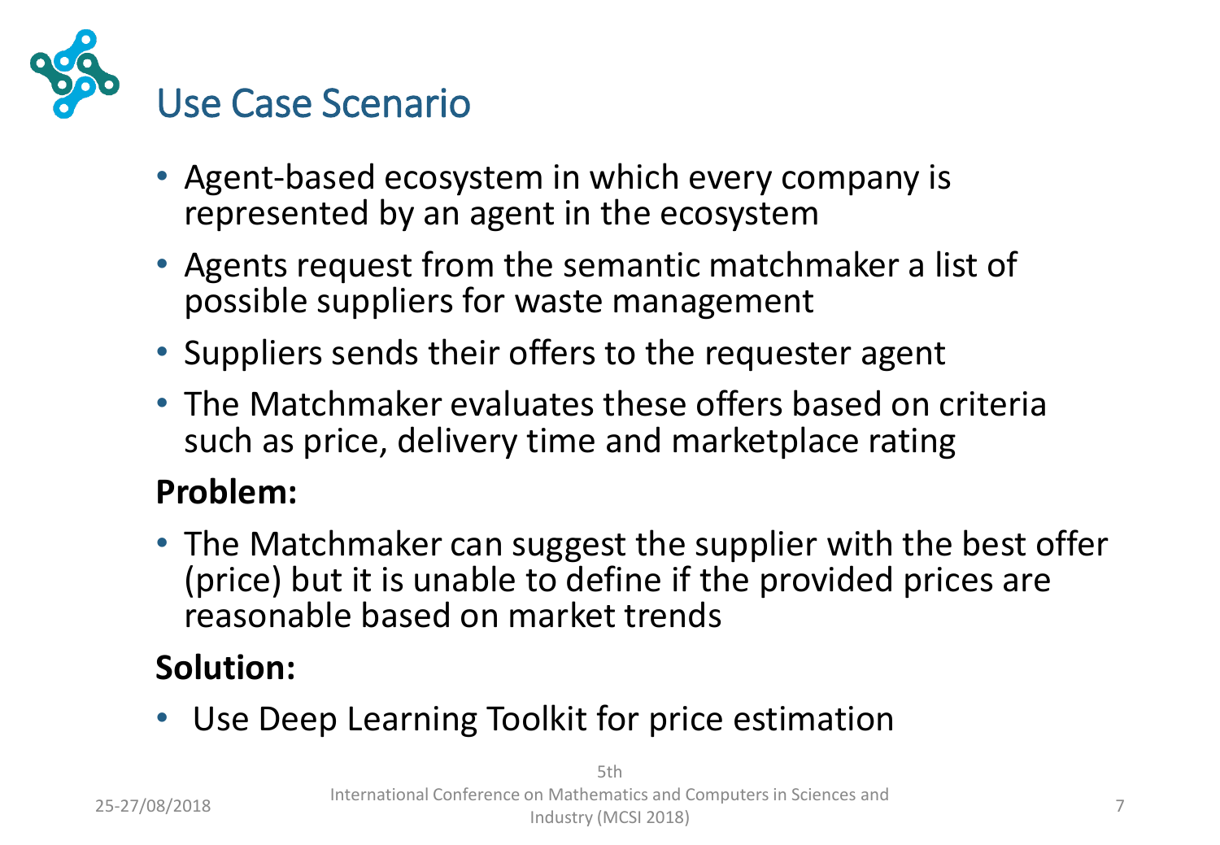# Use Case Scenario

- Agent-based ecosystem in which every company is represented by an agent in the ecosystem
- Agents request from the semantic matchmaker a list of possible suppliers for waste management
- Suppliers sends their offers to the requester agent
- The Matchmaker evaluates these offers based on criteria such as price, delivery time and marketplace rating

**Problem:**

- The Matchmaker can suggest the supplier with the best offer (price) but it is unable to define if the provided prices are reasonable based on market trends

**Solution:**

- Use Deep Learning Toolkit for price estimation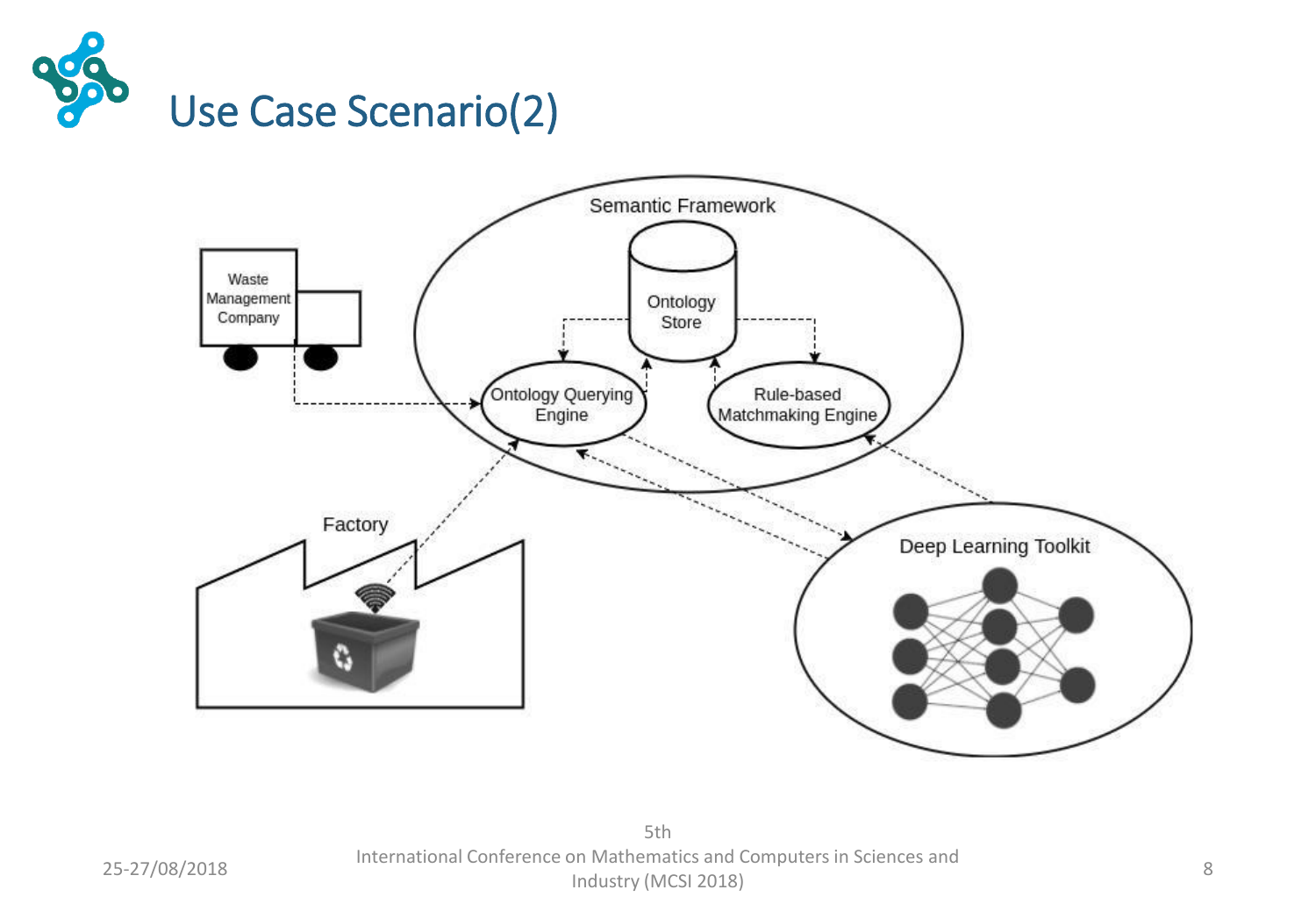# Use Case Scenario(2)

Semantic Framework

Ontology Store

Ontology Querying Engine

Rule-based Matchmaking Engine

Waste Management Company

Factory

Deep Learning Toolkit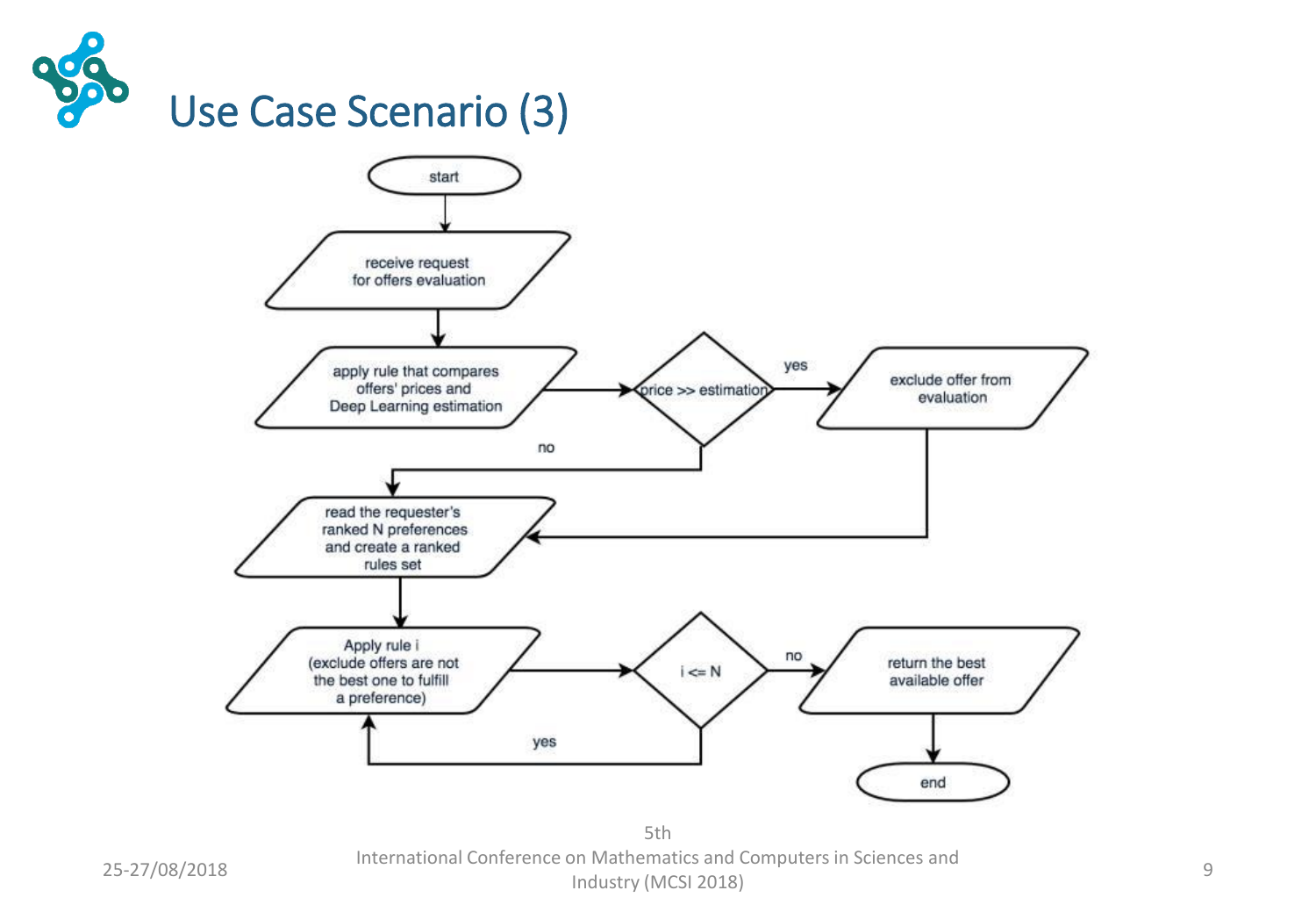# Use Case Scenario (3)

start

receive request for offers evaluation

apply rule that compares offers' prices and Deep Learning estimation

price >> estimation

yes

exclude offer from evaluation

no

read the requester's ranked N preferences and create a ranked rules set

Apply rule i (exclude offers are not the best one to fulfill a preference)

i <= N

yes

no

return the best available offer

end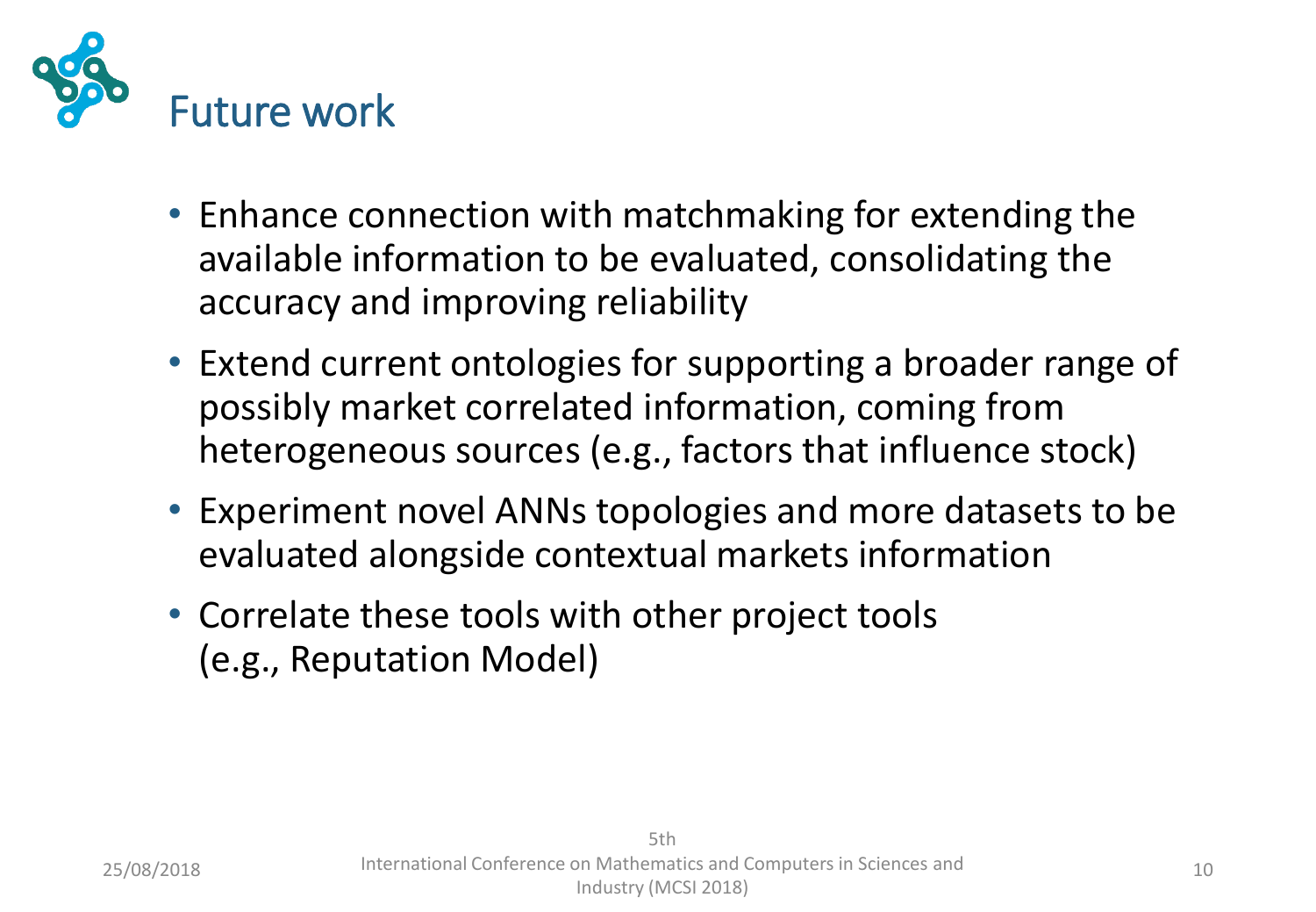# Future work

- Enhance connection with matchmaking for extending the available information to be evaluated, consolidating the accuracy and improving reliability
- Extend current ontologies for supporting a broader range of possibly market correlated information, coming from heterogeneous sources (e.g., factors that influence stock)
- Experiment novel ANNs topologies and more datasets to be evaluated alongside contextual markets information
- Correlate these tools with other project tools (e.g., Reputation Model)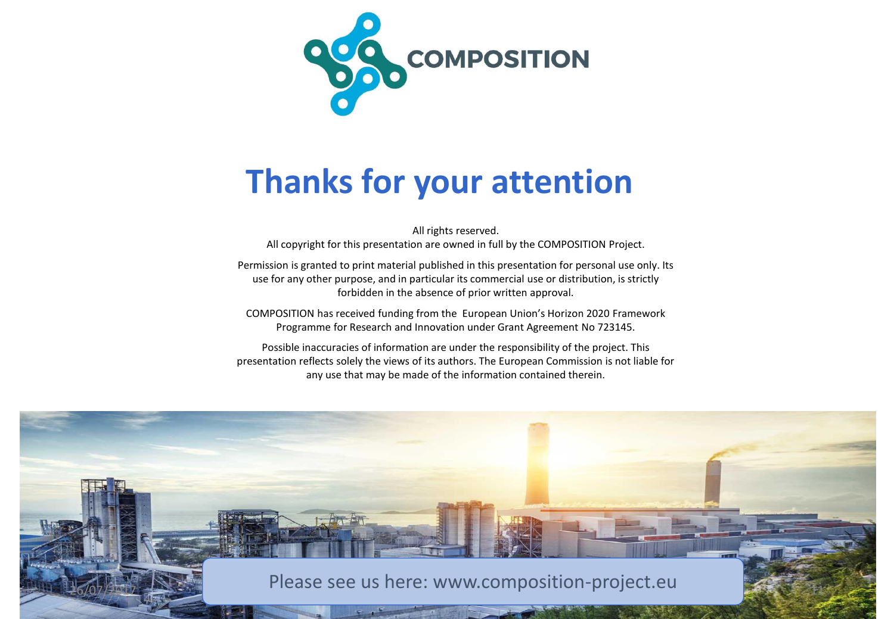COMPOSITION

# Thanks for your attention

All rights reserved.
All copyright for this presentation are owned in full by the COMPOSITION Project.

Permission is granted to print material published in this presentation for personal use only. Its use for any other purpose, and in particular its commercial use or distribution, is strictly forbidden in the absence of prior written approval.

COMPOSITION has received funding from the European Union's Horizon 2020 Framework Programme for Research and Innovation under Grant Agreement No 723145.

Possible inaccuracies of information are under the responsibility of the project. This presentation reflects solely the views of its authors. The European Commission is not liable for any use that may be made of the information contained therein.

Please see us here: www.composition-project.eu